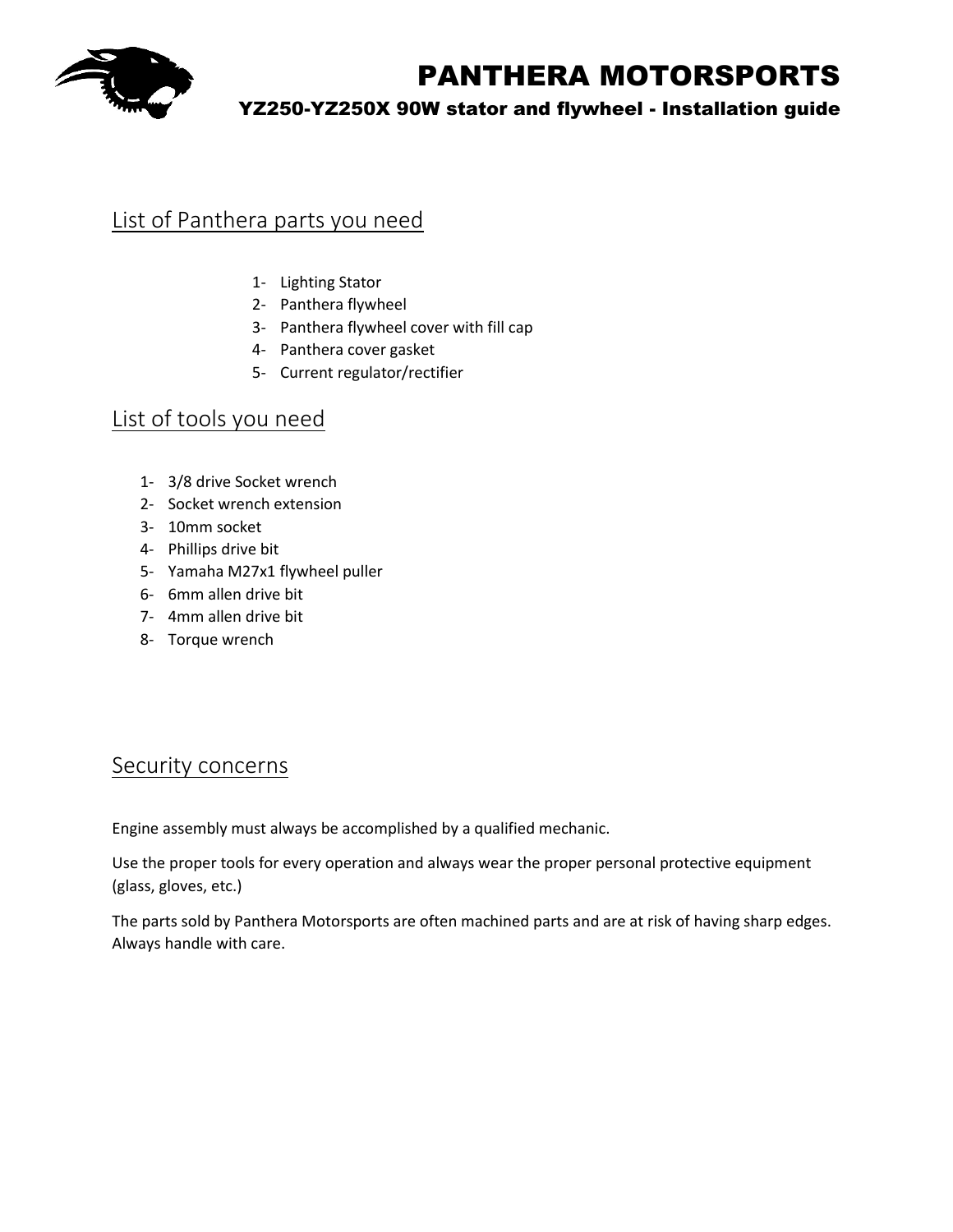# PANTHERA MOTORSPORTS

### YZ250-YZ250X 90W stator and flywheel - Installation guide

## List of Panthera parts you need

1- Lighting Stator
2- Panthera flywheel
3- Panthera flywheel cover with fill cap
4- Panthera cover gasket
5- Current regulator/rectifier

## List of tools you need

1- 3/8 drive Socket wrench
2- Socket wrench extension
3- 10mm socket
4- Phillips drive bit
5- Yamaha M27x1 flywheel puller
6- 6mm allen drive bit
7- 4mm allen drive bit
8- Torque wrench

## Security concerns

Engine assembly must always be accomplished by a qualified mechanic.

Use the proper tools for every operation and always wear the proper personal protective equipment (glass, gloves, etc.)

The parts sold by Panthera Motorsports are often machined parts and are at risk of having sharp edges. Always handle with care.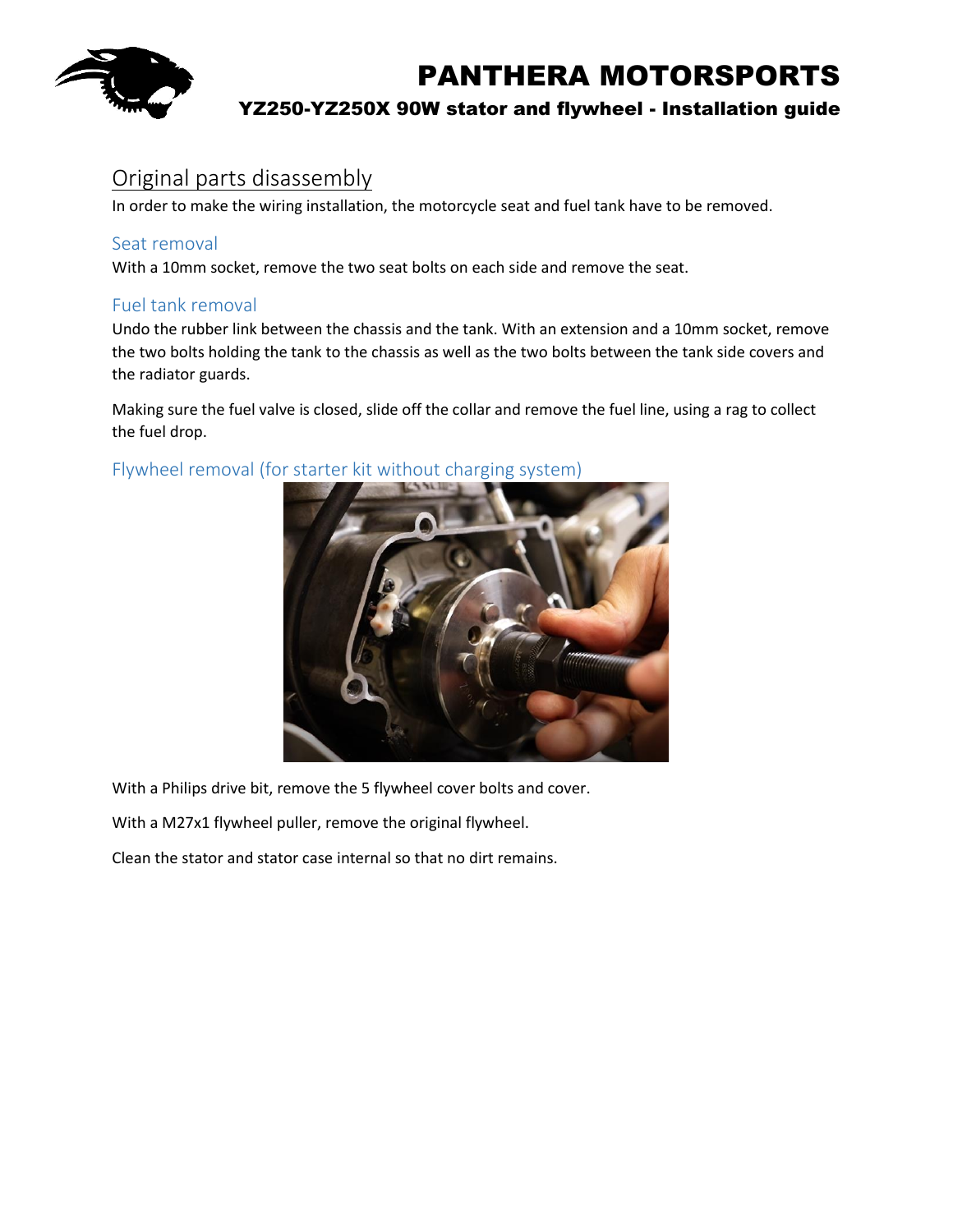## Original parts disassembly

In order to make the wiring installation, the motorcycle seat and fuel tank have to be removed.

### Seat removal

With a 10mm socket, remove the two seat bolts on each side and remove the seat.

### Fuel tank removal

Undo the rubber link between the chassis and the tank. With an extension and a 10mm socket, remove the two bolts holding the tank to the chassis as well as the two bolts between the tank side covers and the radiator guards.

Making sure the fuel valve is closed, slide off the collar and remove the fuel line, using a rag to collect the fuel drop.

### Flywheel removal (for starter kit without charging system)

With a Philips drive bit, remove the 5 flywheel cover bolts and cover.

With a M27x1 flywheel puller, remove the original flywheel.

Clean the stator and stator case internal so that no dirt remains.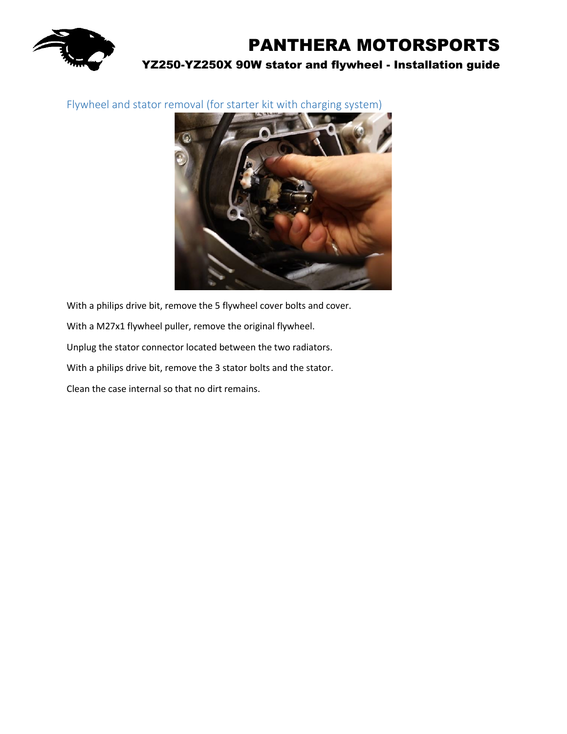## Flywheel and stator removal (for starter kit with charging system)

With a philips drive bit, remove the 5 flywheel cover bolts and cover.

With a M27x1 flywheel puller, remove the original flywheel.

Unplug the stator connector located between the two radiators.

With a philips drive bit, remove the 3 stator bolts and the stator.

Clean the case internal so that no dirt remains.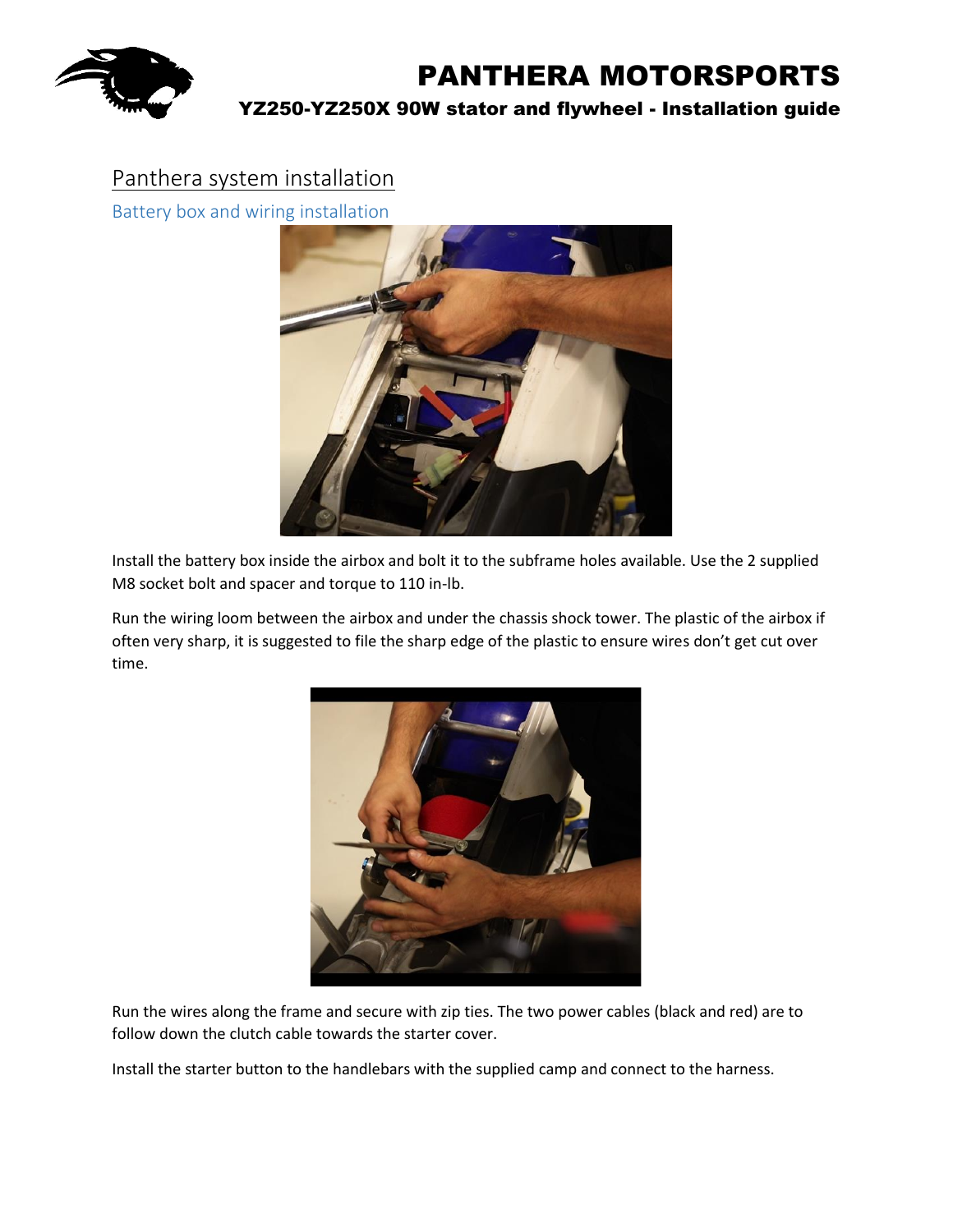# Panthera system installation

## Battery box and wiring installation

Install the battery box inside the airbox and bolt it to the subframe holes available. Use the 2 supplied M8 socket bolt and spacer and torque to 110 in-lb.

Run the wiring loom between the airbox and under the chassis shock tower. The plastic of the airbox if often very sharp, it is suggested to file the sharp edge of the plastic to ensure wires don't get cut over time.

Run the wires along the frame and secure with zip ties. The two power cables (black and red) are to follow down the clutch cable towards the starter cover.

Install the starter button to the handlebars with the supplied camp and connect to the harness.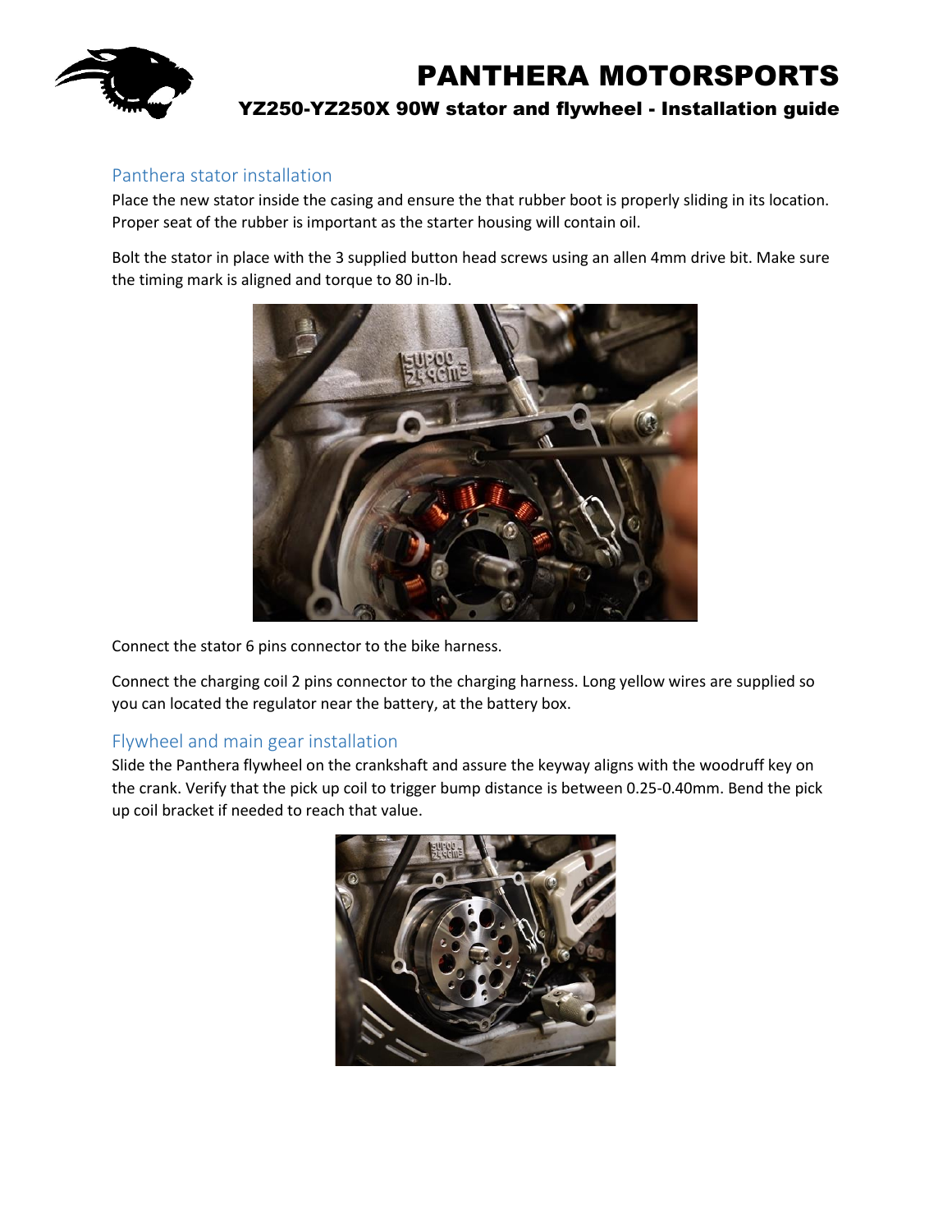## Panthera stator installation

Place the new stator inside the casing and ensure the that rubber boot is properly sliding in its location. Proper seat of the rubber is important as the starter housing will contain oil.

Bolt the stator in place with the 3 supplied button head screws using an allen 4mm drive bit. Make sure the timing mark is aligned and torque to 80 in-lb.

Connect the stator 6 pins connector to the bike harness.

Connect the charging coil 2 pins connector to the charging harness. Long yellow wires are supplied so you can located the regulator near the battery, at the battery box.

## Flywheel and main gear installation

Slide the Panthera flywheel on the crankshaft and assure the keyway aligns with the woodruff key on the crank. Verify that the pick up coil to trigger bump distance is between 0.25-0.40mm. Bend the pick up coil bracket if needed to reach that value.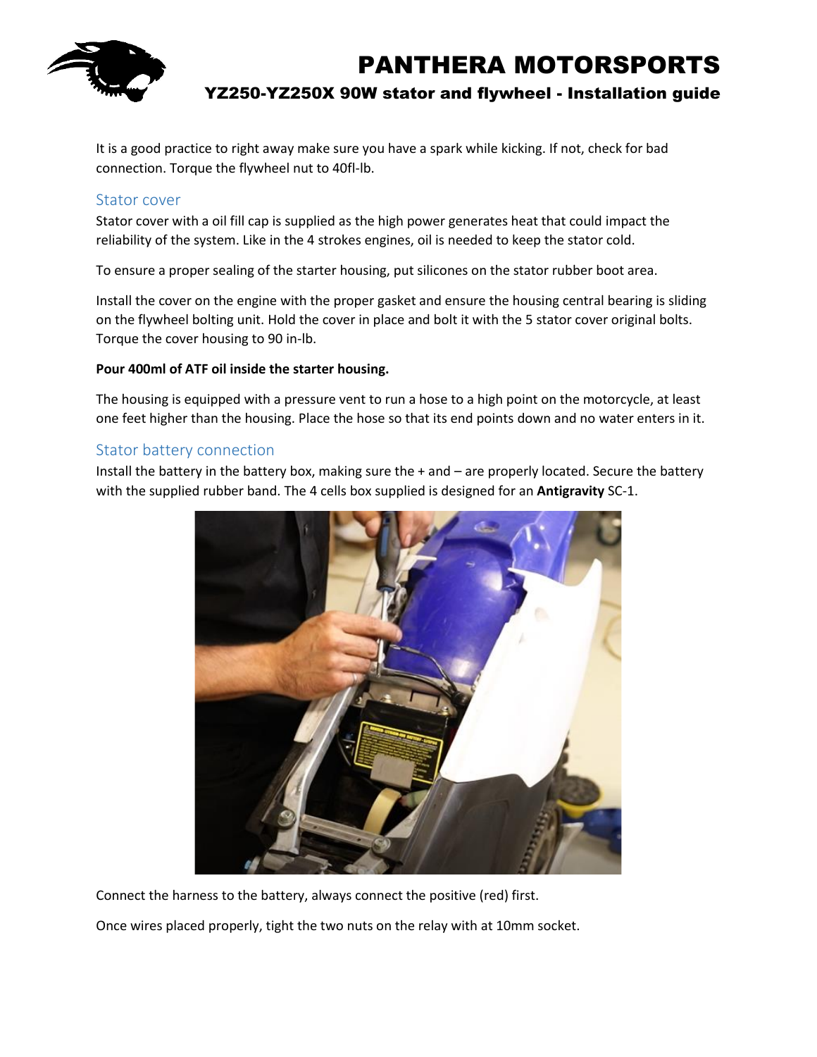It is a good practice to right away make sure you have a spark while kicking. If not, check for bad connection. Torque the flywheel nut to 40fl-lb.

## Stator cover

Stator cover with a oil fill cap is supplied as the high power generates heat that could impact the reliability of the system. Like in the 4 strokes engines, oil is needed to keep the stator cold.

To ensure a proper sealing of the starter housing, put silicones on the stator rubber boot area.

Install the cover on the engine with the proper gasket and ensure the housing central bearing is sliding on the flywheel bolting unit. Hold the cover in place and bolt it with the 5 stator cover original bolts. Torque the cover housing to 90 in-lb.

**Pour 400ml of ATF oil inside the starter housing.**

The housing is equipped with a pressure vent to run a hose to a high point on the motorcycle, at least one feet higher than the housing. Place the hose so that its end points down and no water enters in it.

## Stator battery connection

Install the battery in the battery box, making sure the + and – are properly located. Secure the battery with the supplied rubber band. The 4 cells box supplied is designed for an **Antigravity** SC-1.

Connect the harness to the battery, always connect the positive (red) first.

Once wires placed properly, tight the two nuts on the relay with at 10mm socket.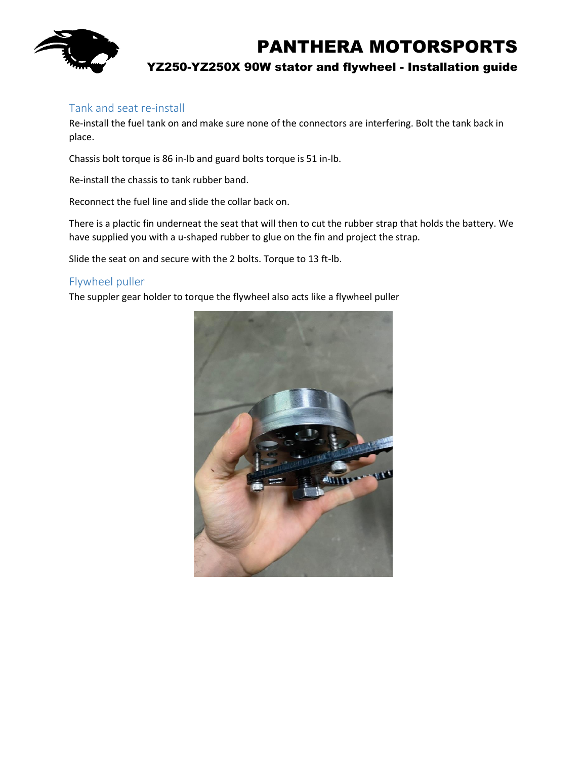## Tank and seat re-install

Re-install the fuel tank on and make sure none of the connectors are interfering. Bolt the tank back in place.

Chassis bolt torque is 86 in-lb and guard bolts torque is 51 in-lb.

Re-install the chassis to tank rubber band.

Reconnect the fuel line and slide the collar back on.

There is a plactic fin underneat the seat that will then to cut the rubber strap that holds the battery. We have supplied you with a u-shaped rubber to glue on the fin and project the strap.

Slide the seat on and secure with the 2 bolts. Torque to 13 ft-lb.

## Flywheel puller

The suppler gear holder to torque the flywheel also acts like a flywheel puller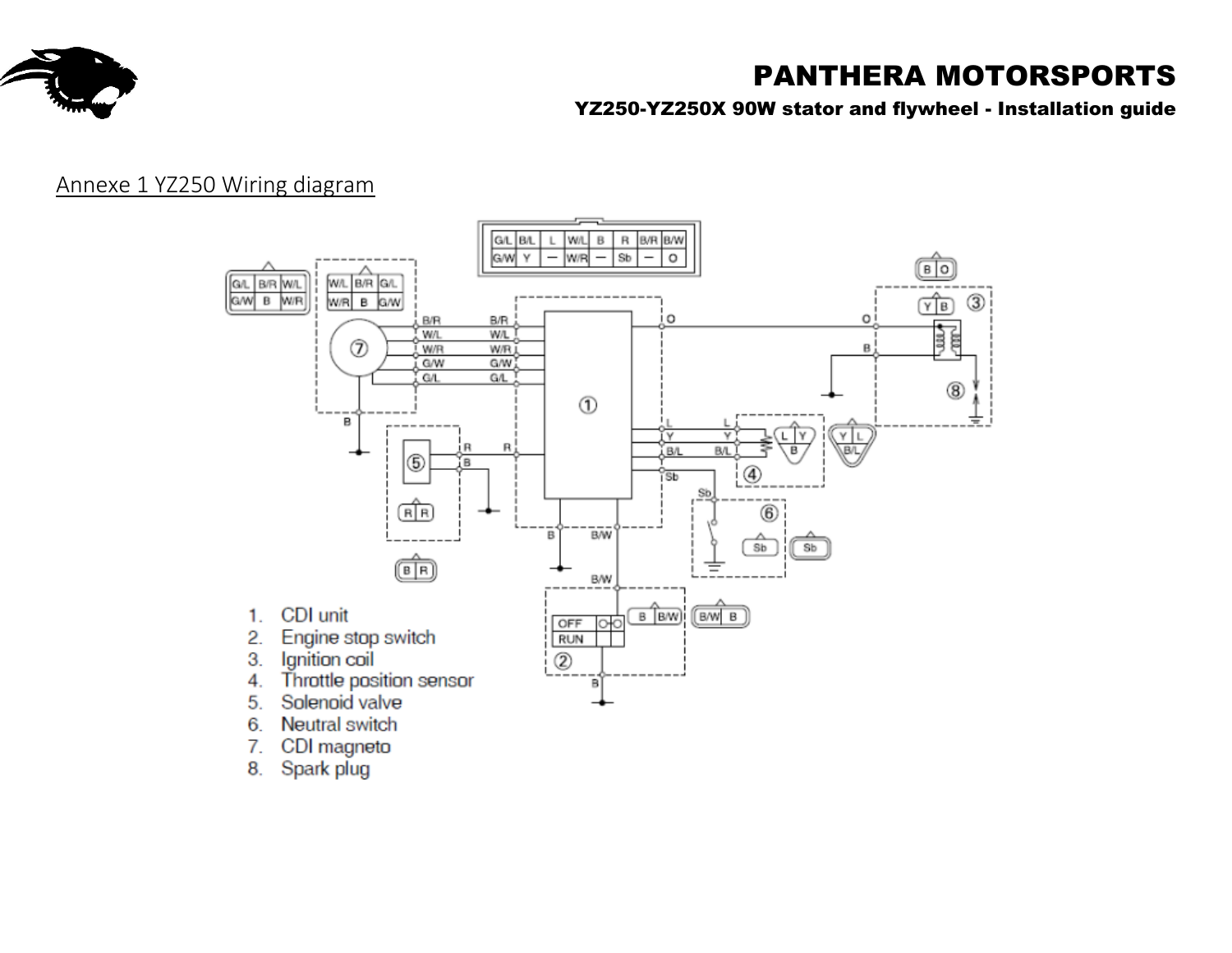## Annexe 1 YZ250 Wiring diagram

1. CDI unit
2. Engine stop switch
3. Ignition coil
4. Throttle position sensor
5. Solenoid valve
6. Neutral switch
7. CDI magneto
8. Spark plug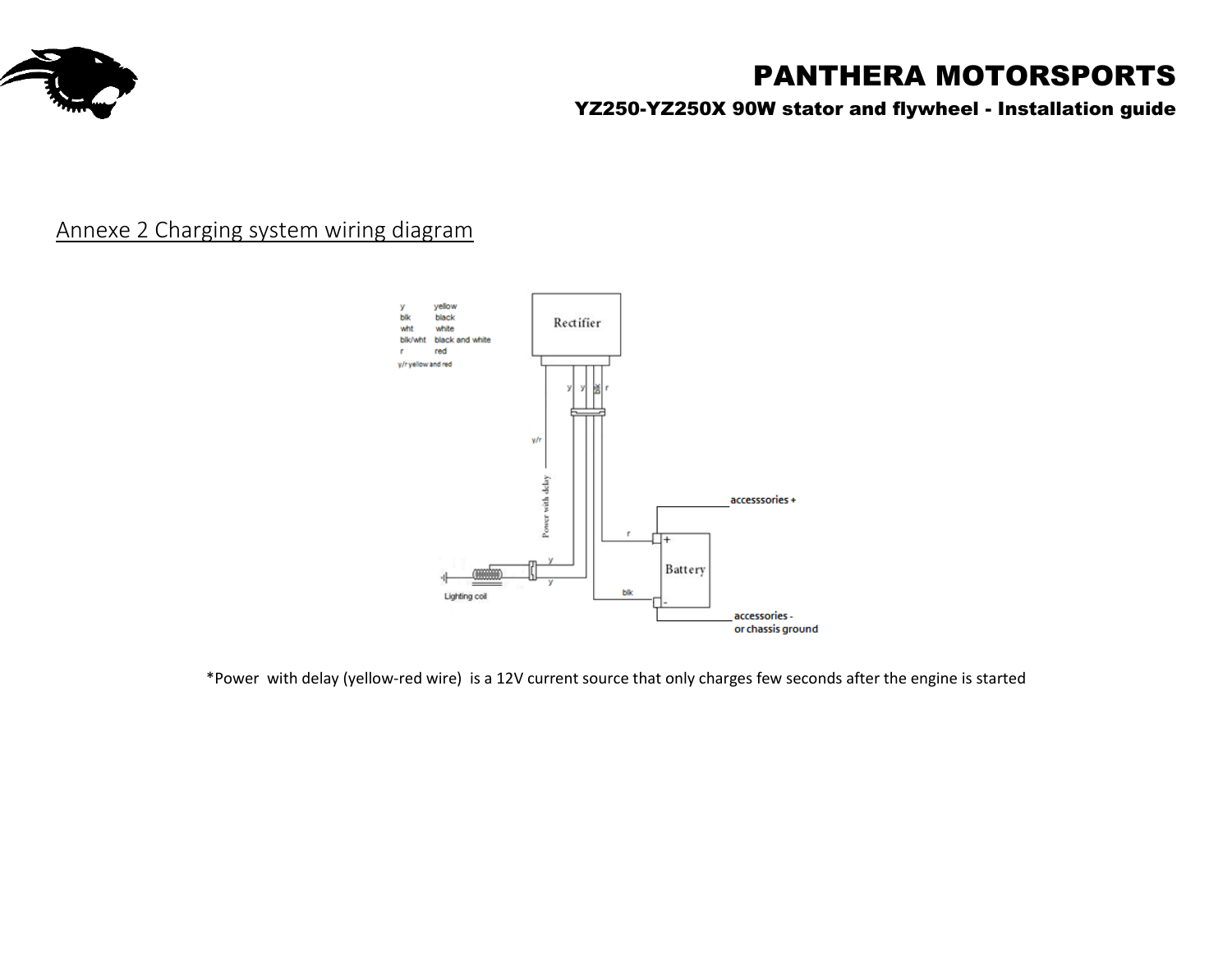## Annexe 2 Charging system wiring diagram

y yellow
blk black
wht white
blk/wht black and white
r red
y/r yellow and red

Rectifier

y y blk r

y/r

Power with delay

accesssories +

r

Battery

y

y

Lighting coil

blk

accessories -
or chassis ground

*Power with delay (yellow-red wire) is a 12V current source that only charges few seconds after the engine is started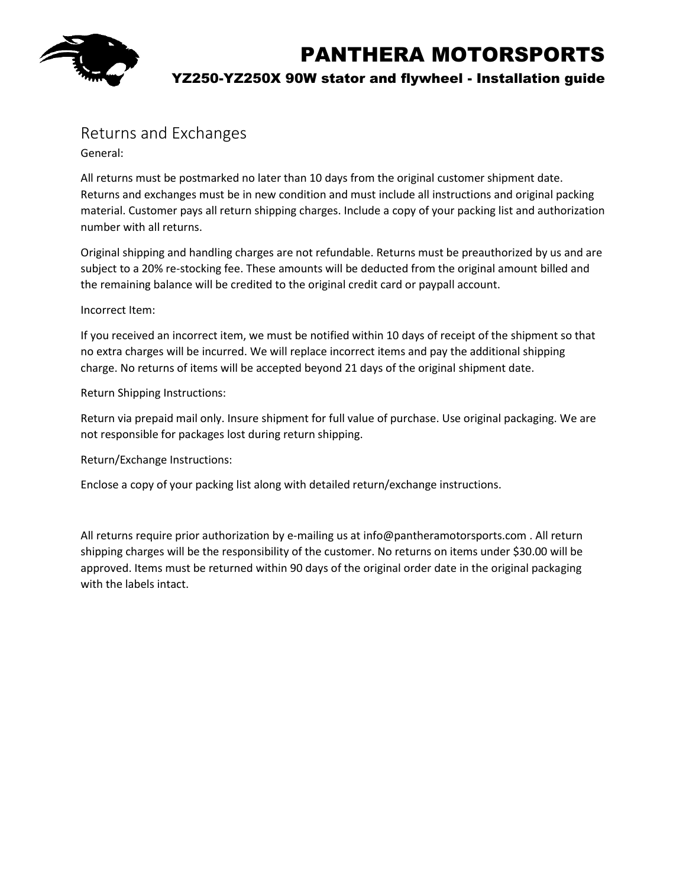## Returns and Exchanges

General:

All returns must be postmarked no later than 10 days from the original customer shipment date. Returns and exchanges must be in new condition and must include all instructions and original packing material. Customer pays all return shipping charges. Include a copy of your packing list and authorization number with all returns.

Original shipping and handling charges are not refundable. Returns must be preauthorized by us and are subject to a 20% re-stocking fee. These amounts will be deducted from the original amount billed and the remaining balance will be credited to the original credit card or paypall account.

Incorrect Item:

If you received an incorrect item, we must be notified within 10 days of receipt of the shipment so that no extra charges will be incurred. We will replace incorrect items and pay the additional shipping charge. No returns of items will be accepted beyond 21 days of the original shipment date.

Return Shipping Instructions:

Return via prepaid mail only. Insure shipment for full value of purchase. Use original packaging. We are not responsible for packages lost during return shipping.

Return/Exchange Instructions:

Enclose a copy of your packing list along with detailed return/exchange instructions.

All returns require prior authorization by e-mailing us at info@pantheramotorsports.com . All return shipping charges will be the responsibility of the customer. No returns on items under $30.00 will be approved. Items must be returned within 90 days of the original order date in the original packaging with the labels intact.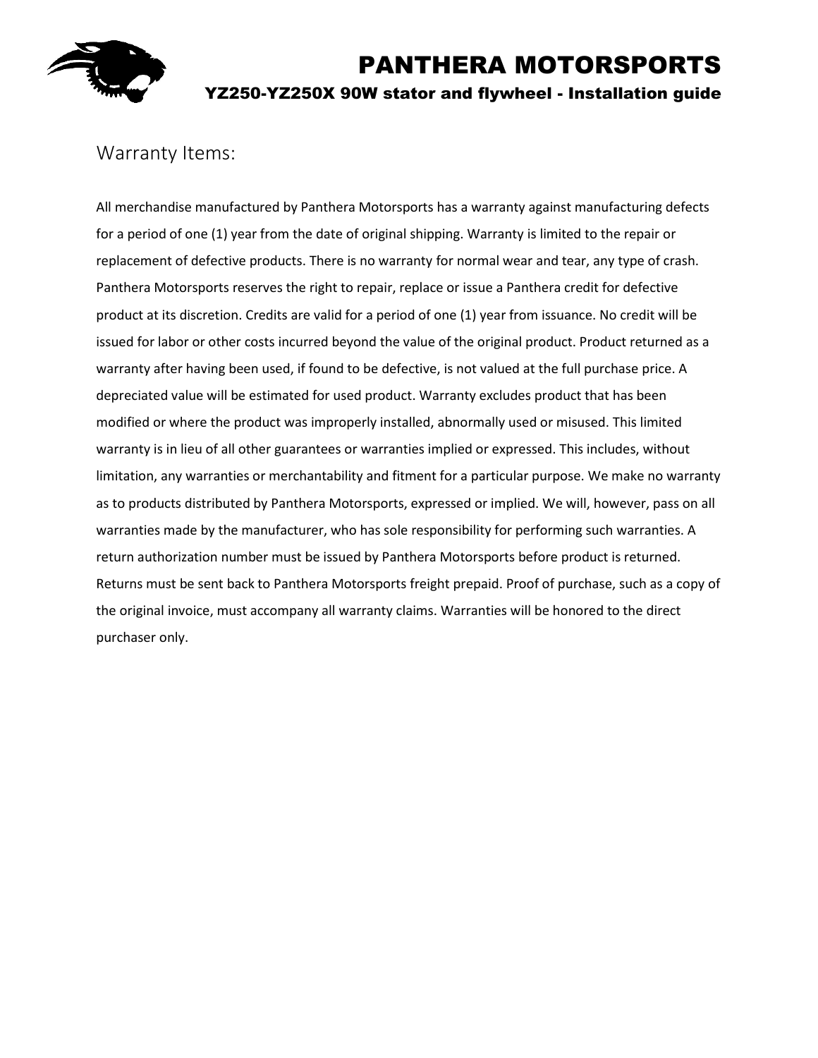## Warranty Items:

All merchandise manufactured by Panthera Motorsports has a warranty against manufacturing defects for a period of one (1) year from the date of original shipping. Warranty is limited to the repair or replacement of defective products. There is no warranty for normal wear and tear, any type of crash. Panthera Motorsports reserves the right to repair, replace or issue a Panthera credit for defective product at its discretion. Credits are valid for a period of one (1) year from issuance. No credit will be issued for labor or other costs incurred beyond the value of the original product. Product returned as a warranty after having been used, if found to be defective, is not valued at the full purchase price. A depreciated value will be estimated for used product. Warranty excludes product that has been modified or where the product was improperly installed, abnormally used or misused. This limited warranty is in lieu of all other guarantees or warranties implied or expressed. This includes, without limitation, any warranties or merchantability and fitment for a particular purpose. We make no warranty as to products distributed by Panthera Motorsports, expressed or implied. We will, however, pass on all warranties made by the manufacturer, who has sole responsibility for performing such warranties. A return authorization number must be issued by Panthera Motorsports before product is returned. Returns must be sent back to Panthera Motorsports freight prepaid. Proof of purchase, such as a copy of the original invoice, must accompany all warranty claims. Warranties will be honored to the direct purchaser only.